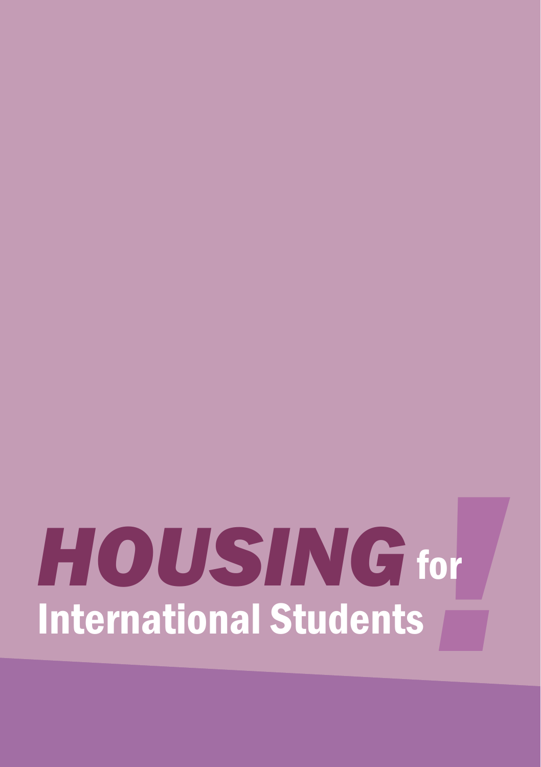# *HOUSING* for International Students!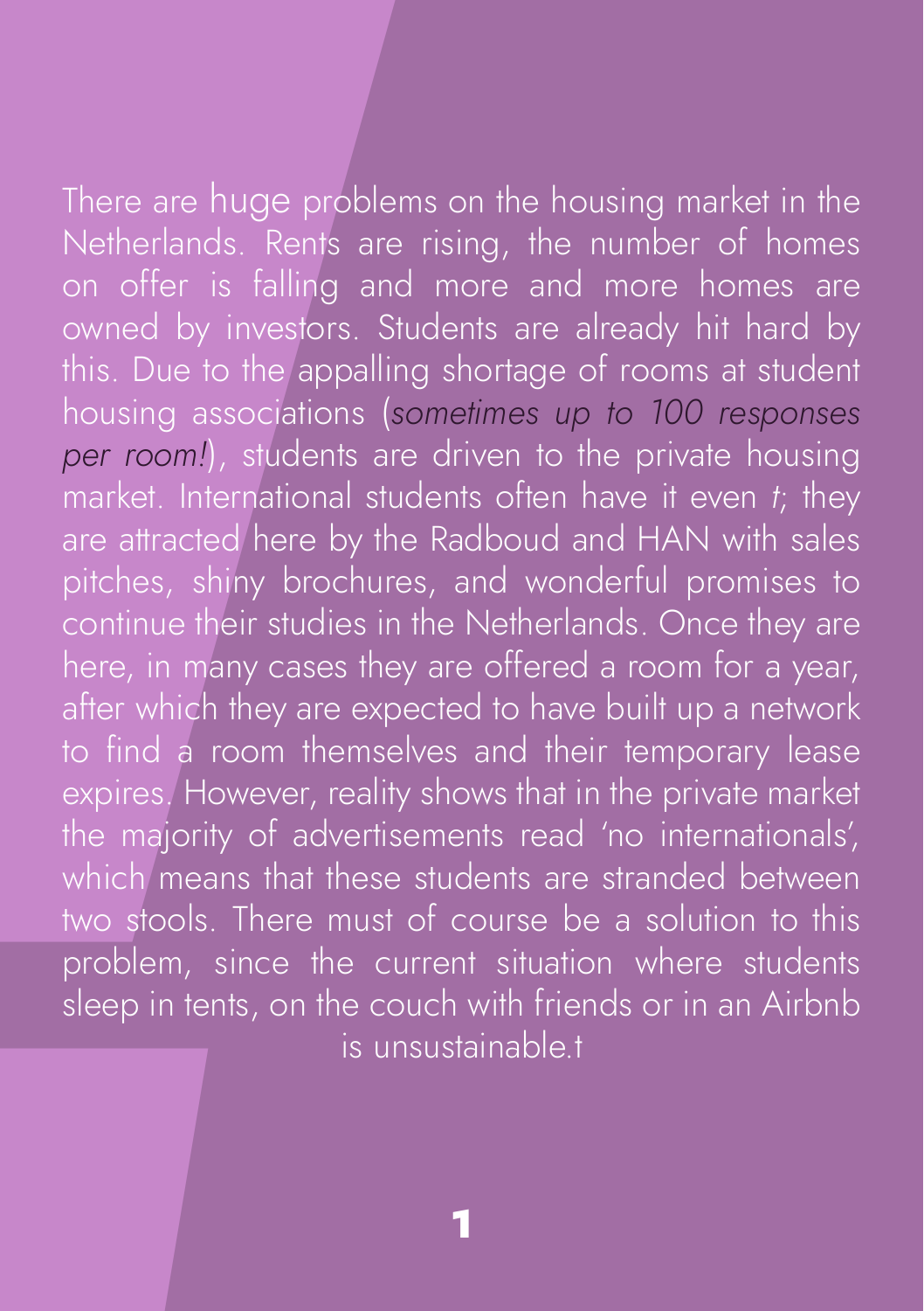There are huge problems on the housing market in the Netherlands. Rents are rising, the number of homes on offer is falling and more and more homes are owned by investors. Students are already hit hard by this. Due to the appalling shortage of rooms at student housing associations (*sometimes up to 100 responses per room!*), students are driven to the private housing market. International students often have it even *t*; they are attracted here by the Radboud and HAN with sales pitches, shiny brochures, and wonderful promises to continue their studies in the Netherlands. Once they are here, in many cases they are offered a room for a year, after which they are expected to have built up a network to find a room themselves and their temporary lease expires. However, reality shows that in the private market the majority of advertisements read 'no internationals', which means that these students are stranded between two stools. There must of course be a solution to this problem, since the current situation where students sleep in tents, on the couch with friends or in an Airbnb is unsustainable.t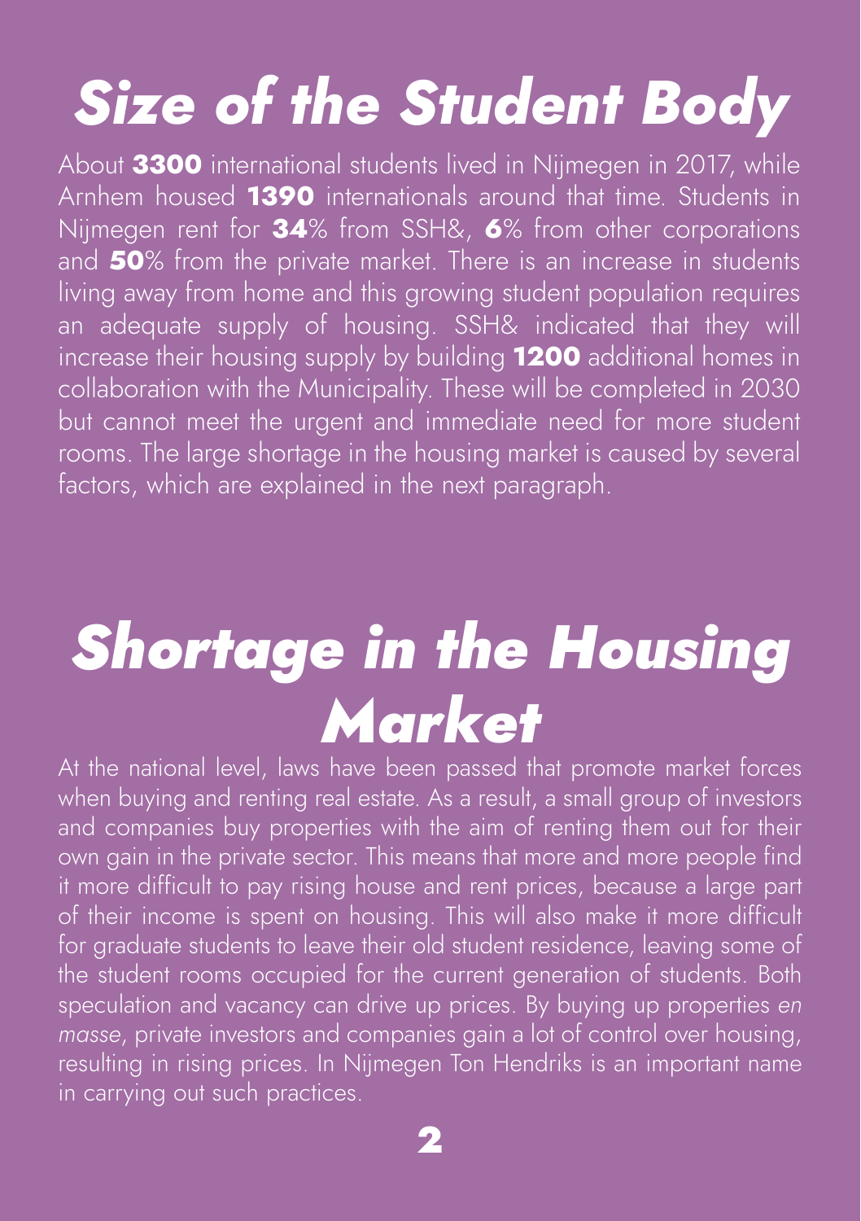# Size of the Student Body

About **3300** international students lived in Nijmegen in 2017, while Arnhem housed **1390** internationals around that time. Students in Nijmegen rent for **34**% from SSH&, **6**% from other corporations and **50**% from the private market. There is an increase in students living away from home and this growing student population requires an adequate supply of housing. SSH& indicated that they will increase their housing supply by building **1200** additional homes in collaboration with the Municipality. These will be completed in 2030 but cannot meet the urgent and immediate need for more student rooms. The large shortage in the housing market is caused by several factors, which are explained in the next paragraph.

# Shortage in the Housing Market

At the national level, laws have been passed that promote market forces when buying and renting real estate. As a result, a small group of investors and companies buy properties with the aim of renting them out for their own gain in the private sector. This means that more and more people find it more difficult to pay rising house and rent prices, because a large part of their income is spent on housing. This will also make it more difficult for graduate students to leave their old student residence, leaving some of the student rooms occupied for the current generation of students. Both speculation and vacancy can drive up prices. By buying up properties *en masse*, private investors and companies gain a lot of control over housing, resulting in rising prices. In Nijmegen Ton Hendriks is an important name in carrying out such practices.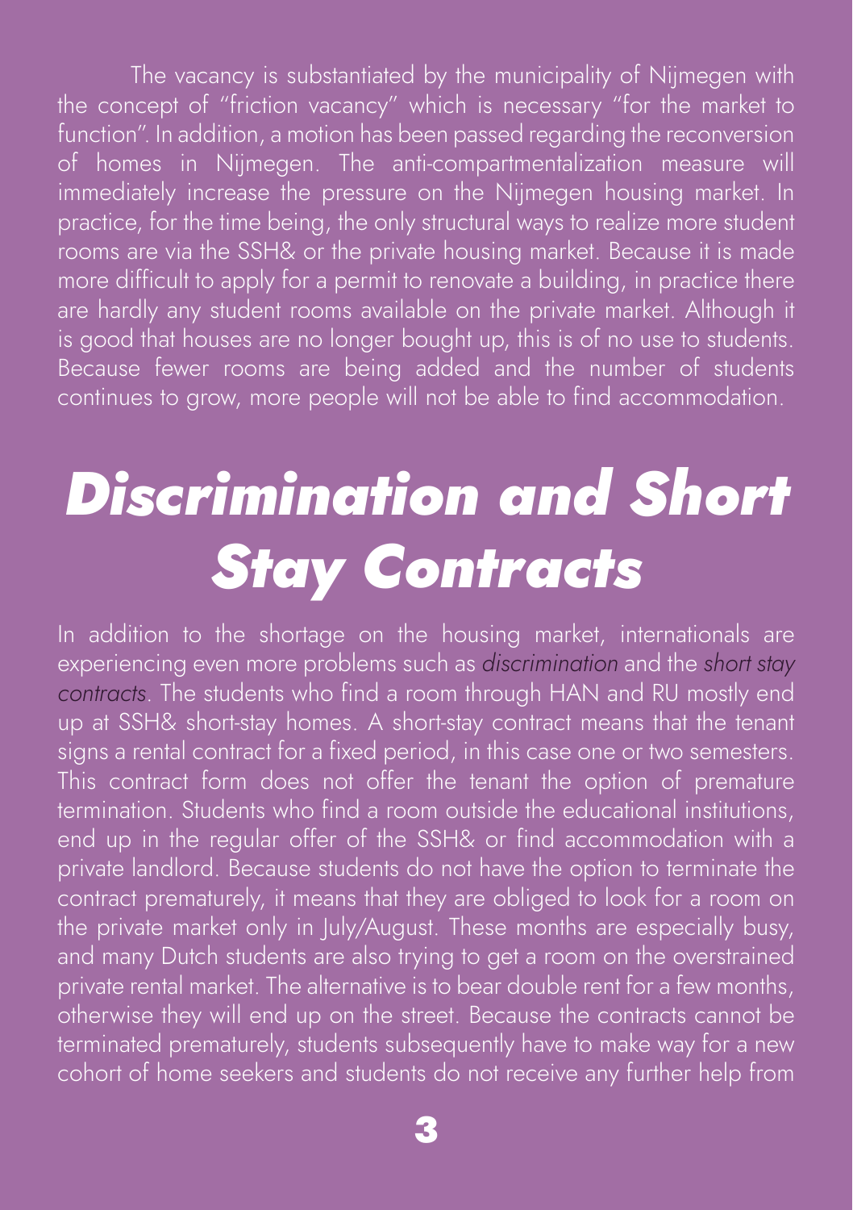The vacancy is substantiated by the municipality of Nijmegen with the concept of "friction vacancy" which is necessary "for the market to function". In addition, a motion has been passed regarding the reconversion of homes in Nijmegen. The anti-compartmentalization measure will immediately increase the pressure on the Nijmegen housing market. In practice, for the time being, the only structural ways to realize more student rooms are via the SSH& or the private housing market. Because it is made more difficult to apply for a permit to renovate a building, in practice there are hardly any student rooms available on the private market. Although it is good that houses are no longer bought up, this is of no use to students. Because fewer rooms are being added and the number of students continues to grow, more people will not be able to find accommodation.

# *Discrimination and Short Stay Contracts*

In addition to the shortage on the housing market, internationals are experiencing even more problems such as *discrimination* and the *short stay contracts*. The students who find a room through HAN and RU mostly end up at SSH& short-stay homes. A short-stay contract means that the tenant signs a rental contract for a fixed period, in this case one or two semesters. This contract form does not offer the tenant the option of premature termination. Students who find a room outside the educational institutions, end up in the regular offer of the SSH& or find accommodation with a private landlord. Because students do not have the option to terminate the contract prematurely, it means that they are obliged to look for a room on the private market only in July/August. These months are especially busy, and many Dutch students are also trying to get a room on the overstrained private rental market. The alternative is to bear double rent for a few months, otherwise they will end up on the street. Because the contracts cannot be terminated prematurely, students subsequently have to make way for a new cohort of home seekers and students do not receive any further help from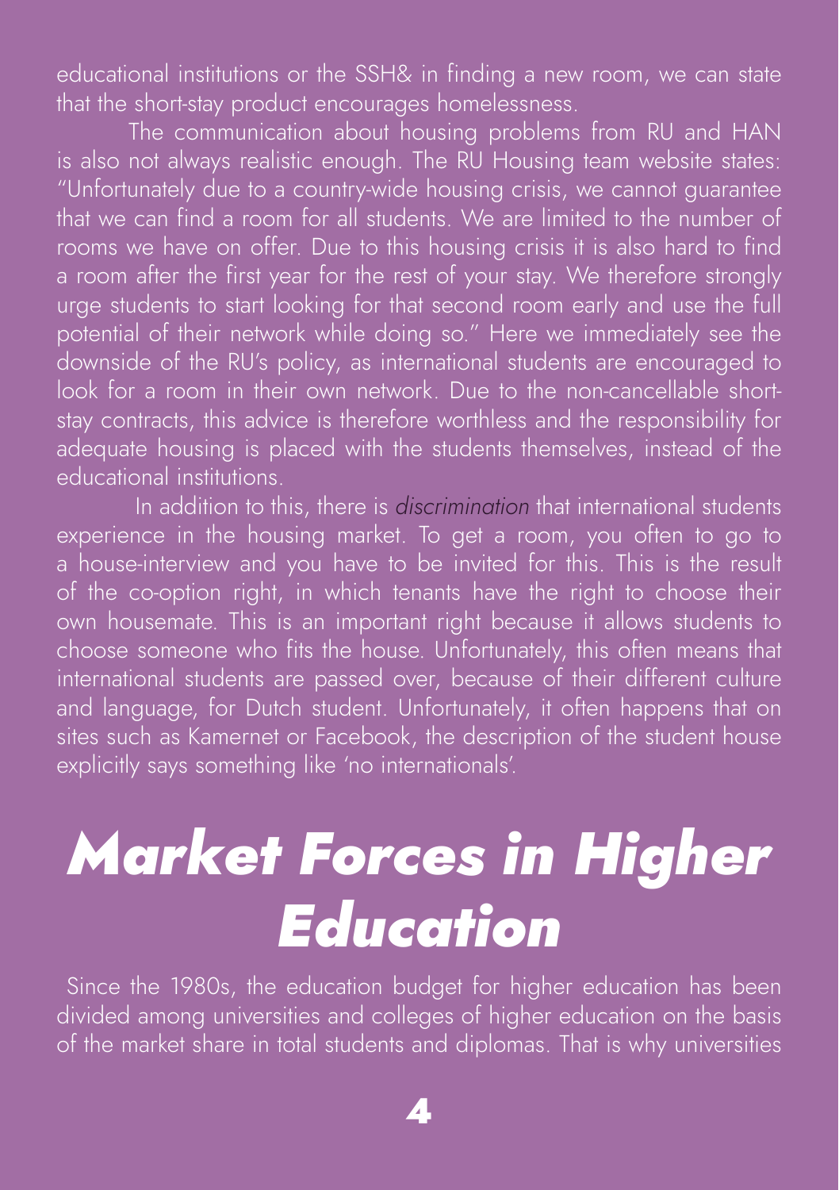educational institutions or the SSH& in finding a new room, we can state that the short-stay product encourages homelessness.

The communication about housing problems from RU and HAN is also not always realistic enough. The RU Housing team website states: "Unfortunately due to a country-wide housing crisis, we cannot guarantee that we can find a room for all students. We are limited to the number of rooms we have on offer. Due to this housing crisis it is also hard to find a room after the first year for the rest of your stay. We therefore strongly urge students to start looking for that second room early and use the full potential of their network while doing so." Here we immediately see the downside of the RU's policy, as international students are encouraged to look for a room in their own network. Due to the non-cancellable short-stay contracts, this advice is therefore worthless and the responsibility for adequate housing is placed with the students themselves, instead of the educational institutions.

In addition to this, there is *discrimination* that international students experience in the housing market. To get a room, you often to go to a house-interview and you have to be invited for this. This is the result of the co-option right, in which tenants have the right to choose their own housemate. This is an important right because it allows students to choose someone who fits the house. Unfortunately, this often means that international students are passed over, because of their different culture and language, for Dutch student. Unfortunately, it often happens that on sites such as Kamernet or Facebook, the description of the student house explicitly says something like 'no internationals'.

# Market Forces in Higher Education

Since the 1980s, the education budget for higher education has been divided among universities and colleges of higher education on the basis of the market share in total students and diplomas. That is why universities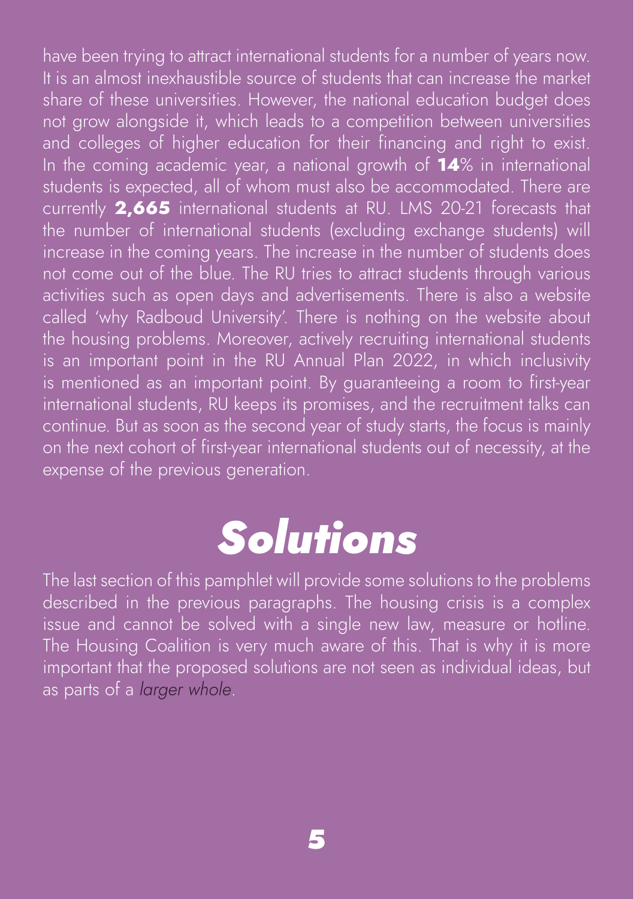have been trying to attract international students for a number of years now. It is an almost inexhaustible source of students that can increase the market share of these universities. However, the national education budget does not grow alongside it, which leads to a competition between universities and colleges of higher education for their financing and right to exist. In the coming academic year, a national growth of **14**% in international students is expected, all of whom must also be accommodated. There are currently **2,665** international students at RU. LMS 20-21 forecasts that the number of international students (excluding exchange students) will increase in the coming years. The increase in the number of students does not come out of the blue. The RU tries to attract students through various activities such as open days and advertisements. There is also a website called 'why Radboud University'. There is nothing on the website about the housing problems. Moreover, actively recruiting international students is an important point in the RU Annual Plan 2022, in which inclusivity is mentioned as an important point. By guaranteeing a room to first-year international students, RU keeps its promises, and the recruitment talks can continue. But as soon as the second year of study starts, the focus is mainly on the next cohort of first-year international students out of necessity, at the expense of the previous generation.

# Solutions

The last section of this pamphlet will provide some solutions to the problems described in the previous paragraphs. The housing crisis is a complex issue and cannot be solved with a single new law, measure or hotline. The Housing Coalition is very much aware of this. That is why it is more important that the proposed solutions are not seen as individual ideas, but as parts of a *larger whole*.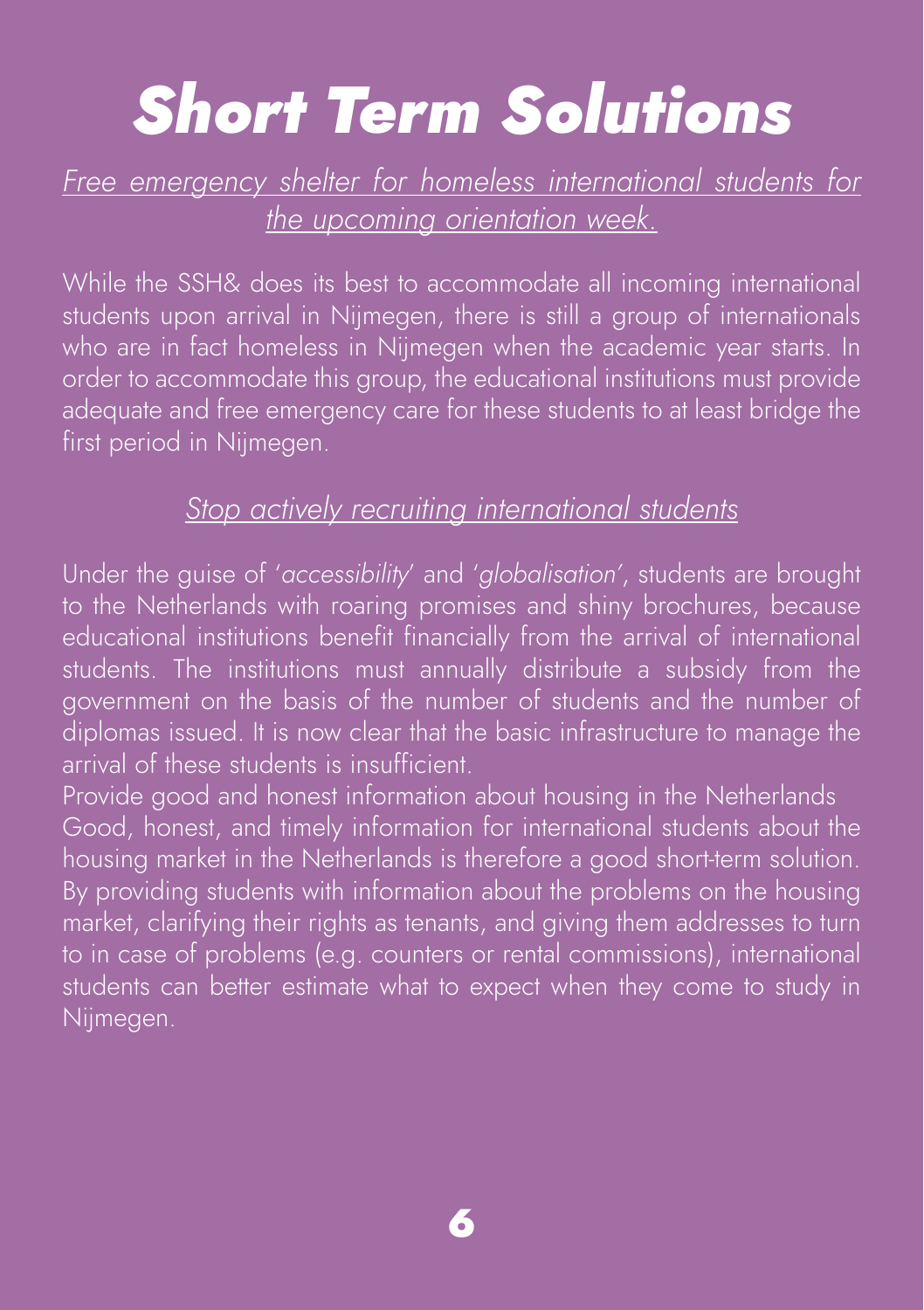# Short Term Solutions

## *Free emergency shelter for homeless international students for the upcoming orientation week.*

While the SSH& does its best to accommodate all incoming international students upon arrival in Nijmegen, there is still a group of internationals who are in fact homeless in Nijmegen when the academic year starts. In order to accommodate this group, the educational institutions must provide adequate and free emergency care for these students to at least bridge the first period in Nijmegen.

## *Stop actively recruiting international students*

Under the guise of '*accessibility*' and '*globalisation*', students are brought to the Netherlands with roaring promises and shiny brochures, because educational institutions benefit financially from the arrival of international students. The institutions must annually distribute a subsidy from the government on the basis of the number of students and the number of diplomas issued. It is now clear that the basic infrastructure to manage the arrival of these students is insufficient.

Provide good and honest information about housing in the Netherlands

Good, honest, and timely information for international students about the housing market in the Netherlands is therefore a good short-term solution. By providing students with information about the problems on the housing market, clarifying their rights as tenants, and giving them addresses to turn to in case of problems (e.g. counters or rental commissions), international students can better estimate what to expect when they come to study in Nijmegen.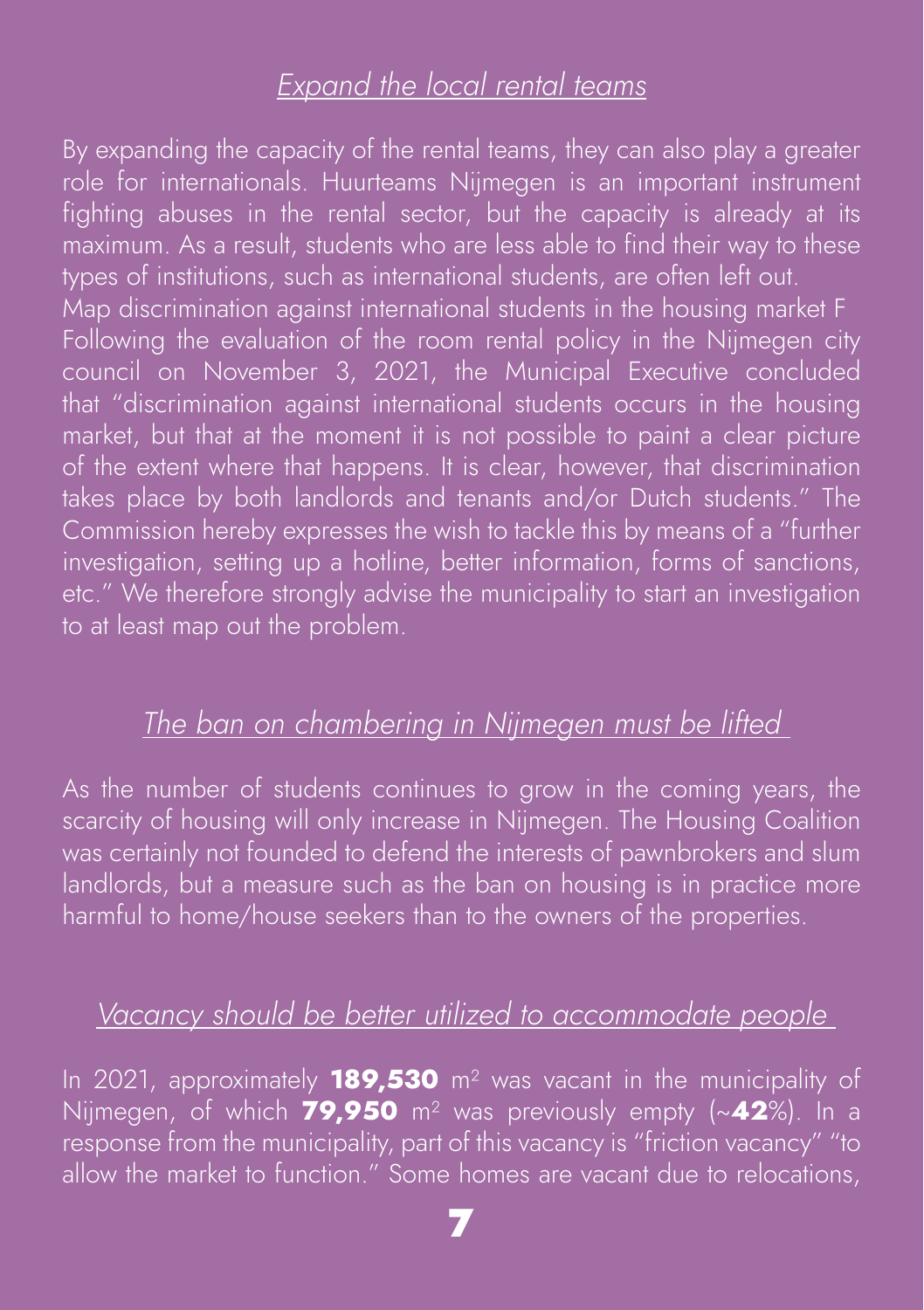## *Expand the local rental teams*

By expanding the capacity of the rental teams, they can also play a greater role for internationals. Huurteams Nijmegen is an important instrument fighting abuses in the rental sector, but the capacity is already at its maximum. As a result, students who are less able to find their way to these types of institutions, such as international students, are often left out.
Map discrimination against international students in the housing market F
Following the evaluation of the room rental policy in the Nijmegen city council on November 3, 2021, the Municipal Executive concluded that "discrimination against international students occurs in the housing market, but that at the moment it is not possible to paint a clear picture of the extent where that happens. It is clear, however, that discrimination takes place by both landlords and tenants and/or Dutch students." The Commission hereby expresses the wish to tackle this by means of a "further investigation, setting up a hotline, better information, forms of sanctions, etc." We therefore strongly advise the municipality to start an investigation to at least map out the problem.

## *The ban on chambering in Nijmegen must be lifted*

As the number of students continues to grow in the coming years, the scarcity of housing will only increase in Nijmegen. The Housing Coalition was certainly not founded to defend the interests of pawnbrokers and slum landlords, but a measure such as the ban on housing is in practice more harmful to home/house seekers than to the owners of the properties.

## *Vacancy should be better utilized to accommodate people*

In 2021, approximately **189,530** m² was vacant in the municipality of Nijmegen, of which **79,950** m² was previously empty (~**42**%). In a response from the municipality, part of this vacancy is "friction vacancy" "to allow the market to function." Some homes are vacant due to relocations,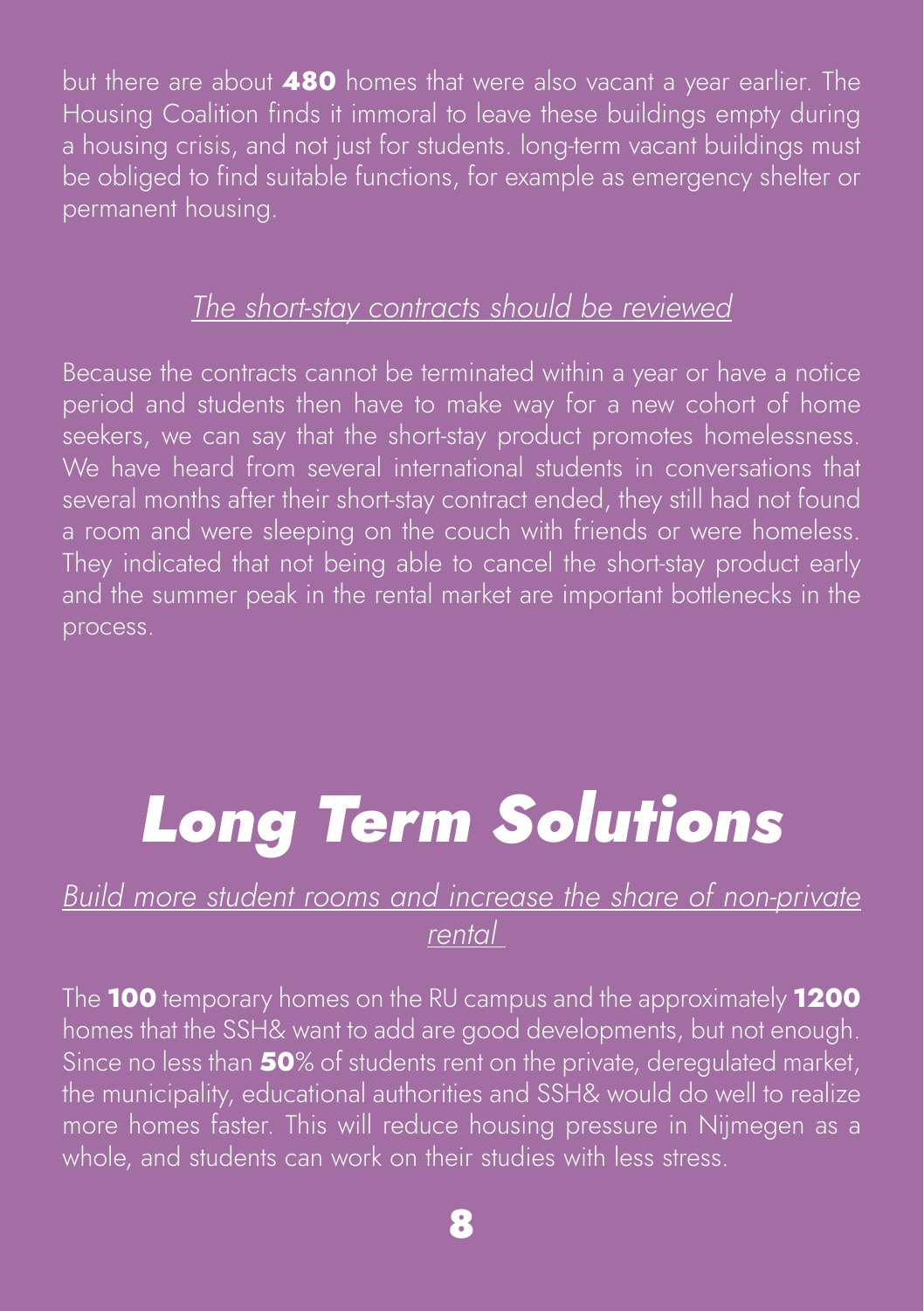but there are about **480** homes that were also vacant a year earlier. The Housing Coalition finds it immoral to leave these buildings empty during a housing crisis, and not just for students. long-term vacant buildings must be obliged to find suitable functions, for example as emergency shelter or permanent housing.

### *The short-stay contracts should be reviewed*

Because the contracts cannot be terminated within a year or have a notice period and students then have to make way for a new cohort of home seekers, we can say that the short-stay product promotes homelessness. We have heard from several international students in conversations that several months after their short-stay contract ended, they still had not found a room and were sleeping on the couch with friends or were homeless. They indicated that not being able to cancel the short-stay product early and the summer peak in the rental market are important bottlenecks in the process.

# *Long Term Solutions*

### *Build more student rooms and increase the share of non-private rental*

The **100** temporary homes on the RU campus and the approximately **1200** homes that the SSH& want to add are good developments, but not enough. Since no less than **50**% of students rent on the private, deregulated market, the municipality, educational authorities and SSH& would do well to realize more homes faster. This will reduce housing pressure in Nijmegen as a whole, and students can work on their studies with less stress.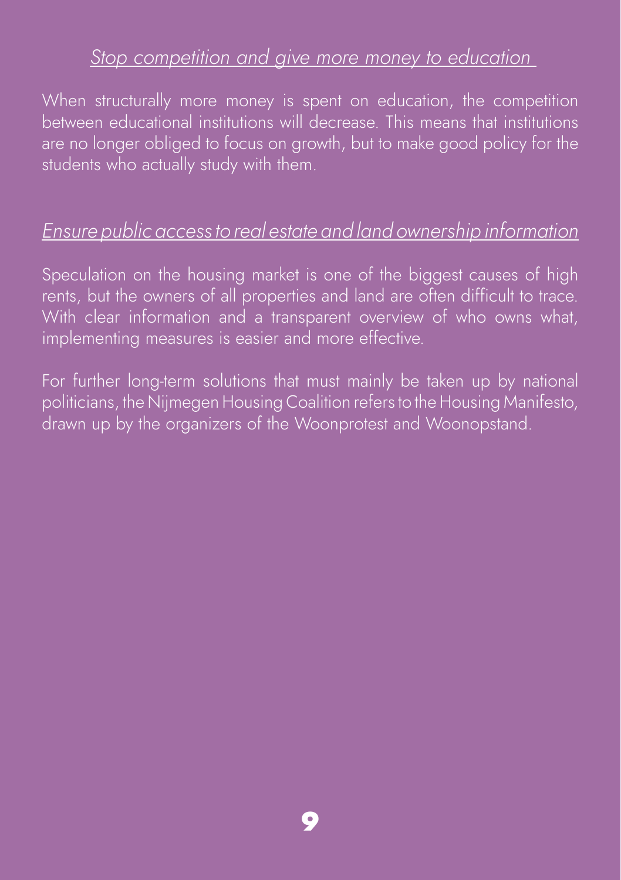### *Stop competition and give more money to education*

When structurally more money is spent on education, the competition between educational institutions will decrease. This means that institutions are no longer obliged to focus on growth, but to make good policy for the students who actually study with them.

### *Ensure public access to real estate and land ownership information*

Speculation on the housing market is one of the biggest causes of high rents, but the owners of all properties and land are often difficult to trace. With clear information and a transparent overview of who owns what, implementing measures is easier and more effective.

For further long-term solutions that must mainly be taken up by national politicians, the Nijmegen Housing Coalition refers to the Housing Manifesto, drawn up by the organizers of the Woonprotest and Woonopstand.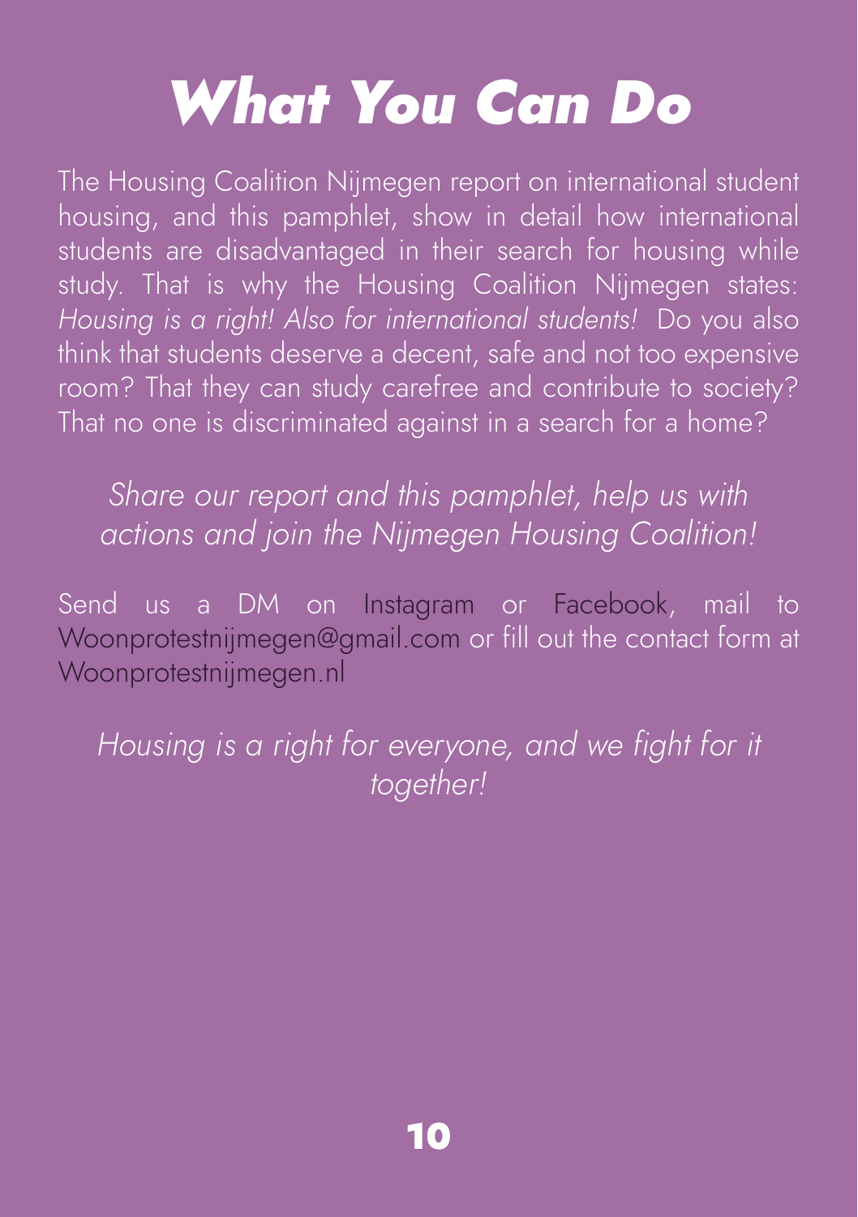# What You Can Do

The Housing Coalition Nijmegen report on international student housing, and this pamphlet, show in detail how international students are disadvantaged in their search for housing while study. That is why the Housing Coalition Nijmegen states: *Housing is a right! Also for international students!* Do you also think that students deserve a decent, safe and not too expensive room? That they can study carefree and contribute to society? That no one is discriminated against in a search for a home?

*Share our report and this pamphlet, help us with actions and join the Nijmegen Housing Coalition!*

Send us a DM on Instagram or Facebook, mail to Woonprotestnijmegen@gmail.com or fill out the contact form at Woonprotestnijmegen.nl

*Housing is a right for everyone, and we fight for it together!*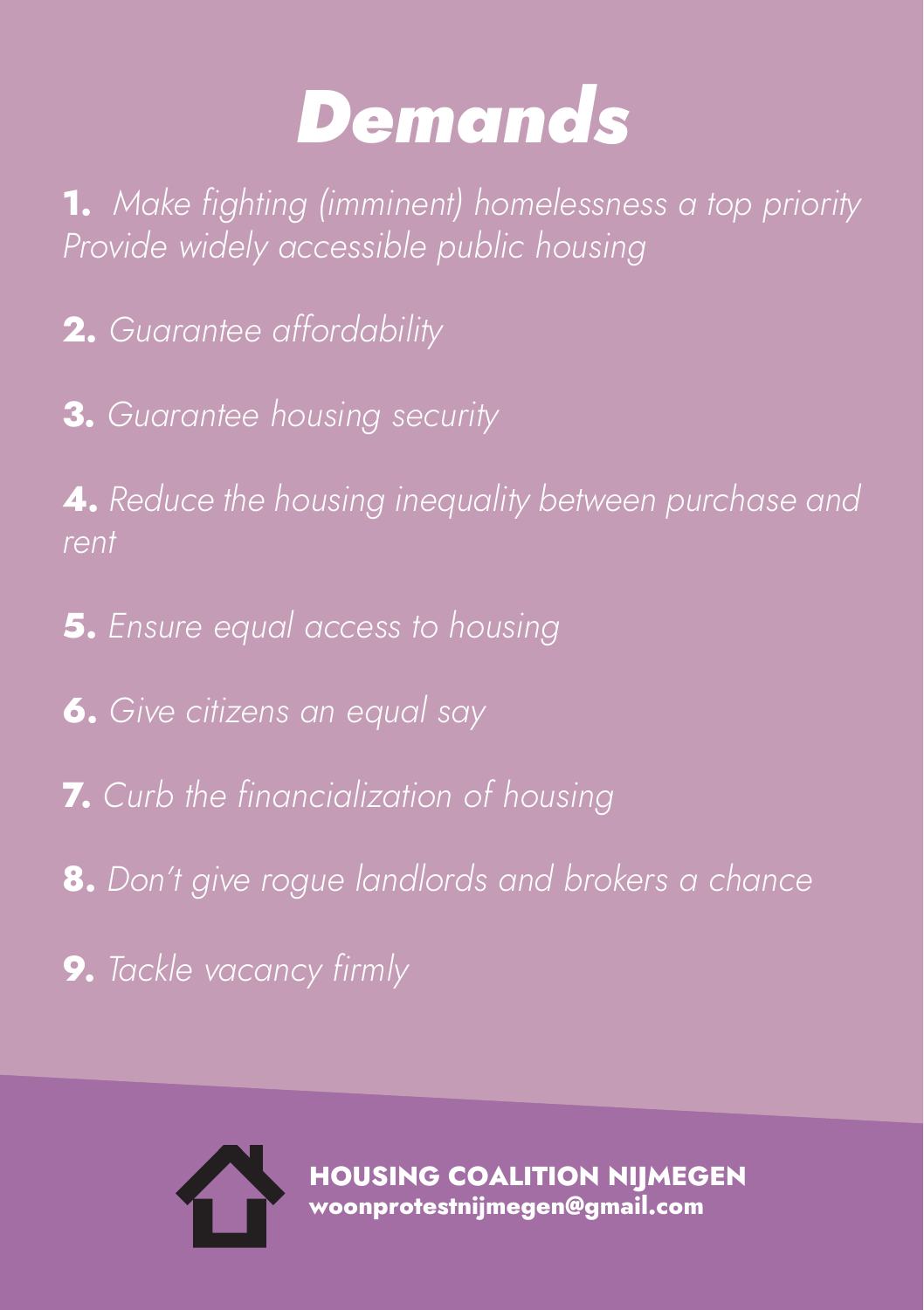# Demands

**1.** *Make fighting (imminent) homelessness a top priority Provide widely accessible public housing*

**2.** *Guarantee affordability*

**3.** *Guarantee housing security*

**4.** *Reduce the housing inequality between purchase and rent*

**5.** *Ensure equal access to housing*

**6.** *Give citizens an equal say*

**7.** *Curb the financialization of housing*

**8.** *Don't give rogue landlords and brokers a chance*

**9.** *Tackle vacancy firmly*

**HOUSING COALITION NIJMEGEN**
**woonprotestnijmegen@gmail.com**